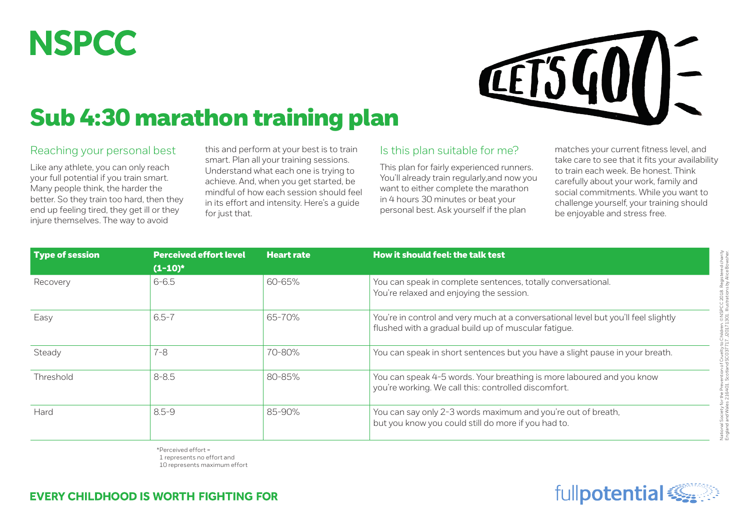# NSPCC

# Sub 4:30 marathon training plan

## Reaching your personal best

Like any athlete, you can only reach your full potential if you train smart. Many people think, the harder the better. So they train too hard, then they end up feeling tired, they get ill or they injure themselves. The way to avoid this and perform at your best is to train smart. Plan all your training sessions. Understand what each one is trying to achieve. And, when you get started, be mindful of how each session should feel in its effort and intensity. Here's a guide for just that.

## Is this plan suitable for me?

This plan for fairly experienced runners. You'll already train regularly,and now you want to either complete the marathon in 4 hours 30 minutes or beat your personal best. Ask yourself if the plan matches your current fitness level, and take care to see that it fits your availability to train each week. Be honest. Think carefully about your work, family and social commitments. While you want to challenge yourself, your training should be enjoyable and stress free.

| Type of session | Perceived effort level (1-10)* | Heart rate | How it should feel: the talk test |
|---|---|---|---|
| Recovery | 6-6.5 | 60-65% | You can speak in complete sentences, totally conversational. You're relaxed and enjoying the session. |
| Easy | 6.5-7 | 65-70% | You're in control and very much at a conversational level but you'll feel slightly flushed with a gradual build up of muscular fatigue. |
| Steady | 7-8 | 70-80% | You can speak in short sentences but you have a slight pause in your breath. |
| Threshold | 8-8.5 | 80-85% | You can speak 4-5 words. Your breathing is more laboured and you know you're working. We call this: controlled discomfort. |
| Hard | 8.5-9 | 85-90% | You can say only 2-3 words maximum and you're out of breath, but you know you could still do more if you had to. |

*Perceived effort =
1 represents no effort and
10 represents maximum effort

**EVERY CHILDHOOD IS WORTH FIGHTING FOR**

fullpotential

National Society for the Prevention of Cruelty to Children. ©NSPCC 2018. Registered charity England and Wales 216401. Scotland SC037717. J20171301. Illustrations by Alice Bowsher.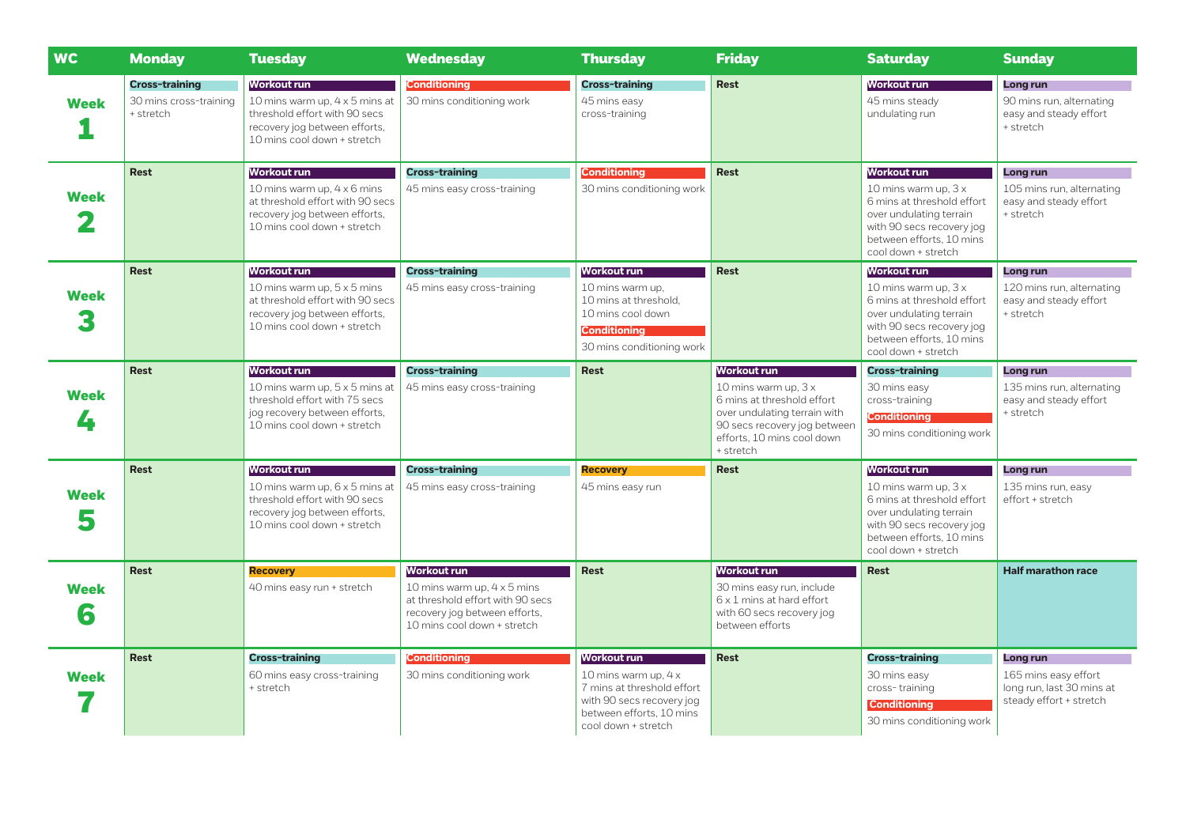| WC | Monday | Tuesday | Wednesday | Thursday | Friday | Saturday | Sunday |
|---|---|---|---|---|---|---|---|
| **Week 1** | **Cross-training** 30 mins cross-training + stretch | **Workout run** 10 mins warm up, 4 x 5 mins at threshold effort with 90 secs recovery jog between efforts, 10 mins cool down + stretch | **Conditioning** 30 mins conditioning work | **Cross-training** 45 mins easy cross-training | **Rest** | **Workout run** 45 mins steady undulating run | **Long run** 90 mins run, alternating easy and steady effort + stretch |
| **Week 2** | **Rest** | **Workout run** 10 mins warm up, 4 x 6 mins at threshold effort with 90 secs recovery jog between efforts, 10 mins cool down + stretch | **Cross-training** 45 mins easy cross-training | **Conditioning** 30 mins conditioning work | **Rest** | **Workout run** 10 mins warm up, 3 x 6 mins at threshold effort over undulating terrain with 90 secs recovery jog between efforts, 10 mins cool down + stretch | **Long run** 105 mins run, alternating easy and steady effort + stretch |
| **Week 3** | **Rest** | **Workout run** 10 mins warm up, 5 x 5 mins at threshold effort with 90 secs recovery jog between efforts, 10 mins cool down + stretch | **Cross-training** 45 mins easy cross-training | **Workout run** 10 mins warm up, 10 mins at threshold, 10 mins cool down **Conditioning** 30 mins conditioning work | **Rest** | **Workout run** 10 mins warm up, 3 x 6 mins at threshold effort over undulating terrain with 90 secs recovery jog between efforts, 10 mins cool down + stretch | **Long run** 120 mins run, alternating easy and steady effort + stretch |
| **Week 4** | **Rest** | **Workout run** 10 mins warm up, 5 x 5 mins at threshold effort with 75 secs jog recovery between efforts, 10 mins cool down + stretch | **Cross-training** 45 mins easy cross-training | **Rest** | **Workout run** 10 mins warm up, 3 x 6 mins at threshold effort over undulating terrain with 90 secs recovery jog between efforts, 10 mins cool down + stretch | **Cross-training** 30 mins easy cross-training **Conditioning** 30 mins conditioning work | **Long run** 135 mins run, alternating easy and steady effort + stretch |
| **Week 5** | **Rest** | **Workout run** 10 mins warm up, 6 x 5 mins at threshold effort with 90 secs recovery jog between efforts, 10 mins cool down + stretch | **Cross-training** 45 mins easy cross-training | **Recovery** 45 mins easy run | **Rest** | **Workout run** 10 mins warm up, 3 x 6 mins at threshold effort over undulating terrain with 90 secs recovery jog between efforts, 10 mins cool down + stretch | **Long run** 135 mins run, easy effort + stretch |
| **Week 6** | **Rest** | **Recovery** 40 mins easy run + stretch | **Workout run** 10 mins warm up, 4 x 5 mins at threshold effort with 90 secs recovery jog between efforts, 10 mins cool down + stretch | **Rest** | **Workout run** 30 mins easy run, include 6 x 1 mins at hard effort with 60 secs recovery jog between efforts | **Rest** | **Half marathon race** |
| **Week 7** | **Rest** | **Cross-training** 60 mins easy cross-training + stretch | **Conditioning** 30 mins conditioning work | **Workout run** 10 mins warm up, 4 x 7 mins at threshold effort with 90 secs recovery jog between efforts, 10 mins cool down + stretch | **Rest** | **Cross-training** 30 mins easy cross- training **Conditioning** 30 mins conditioning work | **Long run** 165 mins easy effort long run, last 30 mins at steady effort + stretch |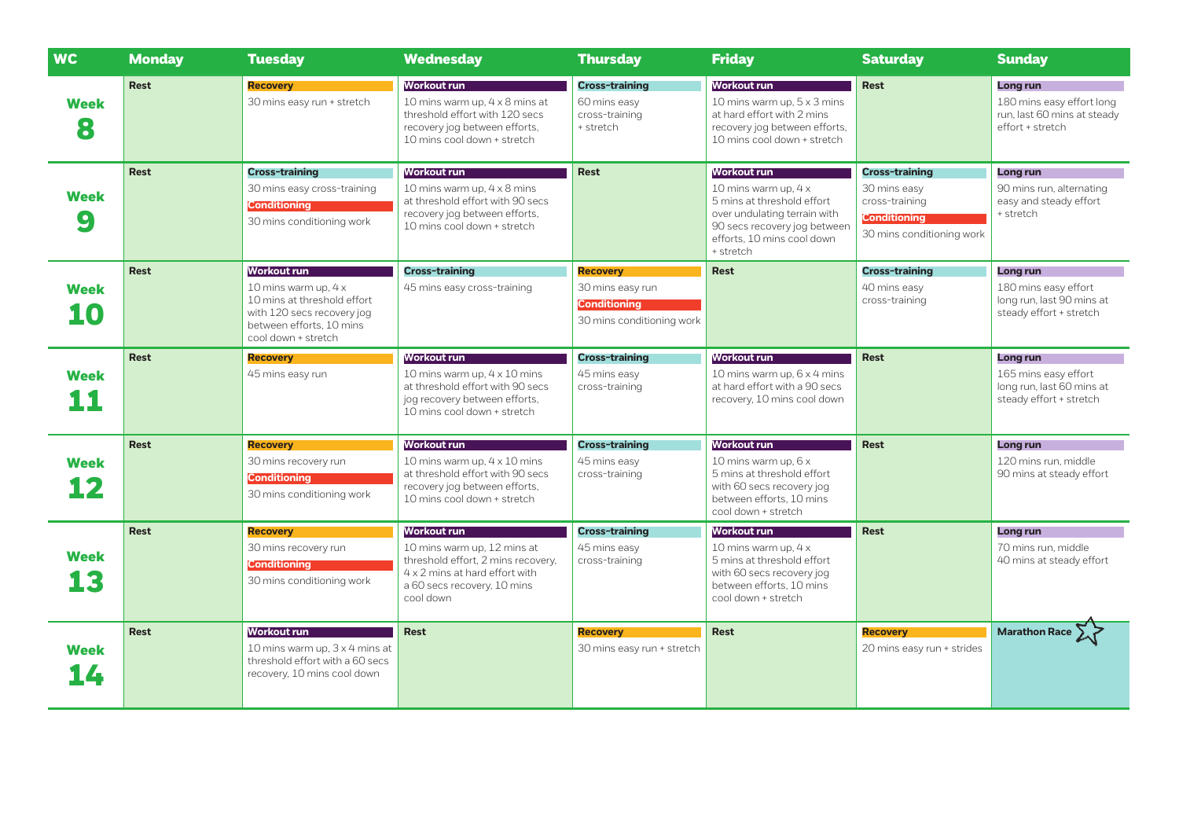| WC | Monday | Tuesday | Wednesday | Thursday | Friday | Saturday | Sunday |
|---|---|---|---|---|---|---|---|
| Week 8 | Rest | **Recovery** 30 mins easy run + stretch | **Workout run** 10 mins warm up, 4 x 8 mins at threshold effort with 120 secs recovery jog between efforts, 10 mins cool down + stretch | **Cross-training** 60 mins easy cross-training + stretch | **Workout run** 10 mins warm up, 5 x 3 mins at hard effort with 2 mins recovery jog between efforts, 10 mins cool down + stretch | Rest | **Long run** 180 mins easy effort long run, last 60 mins at steady effort + stretch |
| Week 9 | Rest | **Cross-training** 30 mins easy cross-training **Conditioning** 30 mins conditioning work | **Workout run** 10 mins warm up, 4 x 8 mins at threshold effort with 90 secs recovery jog between efforts, 10 mins cool down + stretch | Rest | **Workout run** 10 mins warm up, 4 x 5 mins at threshold effort over undulating terrain with 90 secs recovery jog between efforts, 10 mins cool down + stretch | **Cross-training** 30 mins easy cross-training **Conditioning** 30 mins conditioning work | **Long run** 90 mins run, alternating easy and steady effort + stretch |
| Week 10 | Rest | **Workout run** 10 mins warm up, 4 x 10 mins at threshold effort with 120 secs recovery jog between efforts, 10 mins cool down + stretch | **Cross-training** 45 mins easy cross-training | **Recovery** 30 mins easy run **Conditioning** 30 mins conditioning work | Rest | **Cross-training** 40 mins easy cross-training | **Long run** 180 mins easy effort long run, last 90 mins at steady effort + stretch |
| Week 11 | Rest | **Recovery** 45 mins easy run | **Workout run** 10 mins warm up, 4 x 10 mins at threshold effort with 90 secs jog recovery between efforts, 10 mins cool down + stretch | **Cross-training** 45 mins easy cross-training | **Workout run** 10 mins warm up, 6 x 4 mins at hard effort with a 90 secs recovery, 10 mins cool down | Rest | **Long run** 165 mins easy effort long run, last 60 mins at steady effort + stretch |
| Week 12 | Rest | **Recovery** 30 mins recovery run **Conditioning** 30 mins conditioning work | **Workout run** 10 mins warm up, 4 x 10 mins at threshold effort with 90 secs recovery jog between efforts, 10 mins cool down + stretch | **Cross-training** 45 mins easy cross-training | **Workout run** 10 mins warm up, 6 x 5 mins at threshold effort with 60 secs recovery jog between efforts, 10 mins cool down + stretch | Rest | **Long run** 120 mins run, middle 90 mins at steady effort |
| Week 13 | Rest | **Recovery** 30 mins recovery run **Conditioning** 30 mins conditioning work | **Workout run** 10 mins warm up, 12 mins at threshold effort, 2 mins recovery, 4 x 2 mins at hard effort with a 60 secs recovery, 10 mins cool down | **Cross-training** 45 mins easy cross-training | **Workout run** 10 mins warm up, 4 x 5 mins at threshold effort with 60 secs recovery jog between efforts, 10 mins cool down + stretch | Rest | **Long run** 70 mins run, middle 40 mins at steady effort |
| Week 14 | Rest | **Workout run** 10 mins warm up, 3 x 4 mins at threshold effort with a 60 secs recovery, 10 mins cool down | Rest | **Recovery** 30 mins easy run + stretch | Rest | **Recovery** 20 mins easy run + strides | **Marathon Race** |